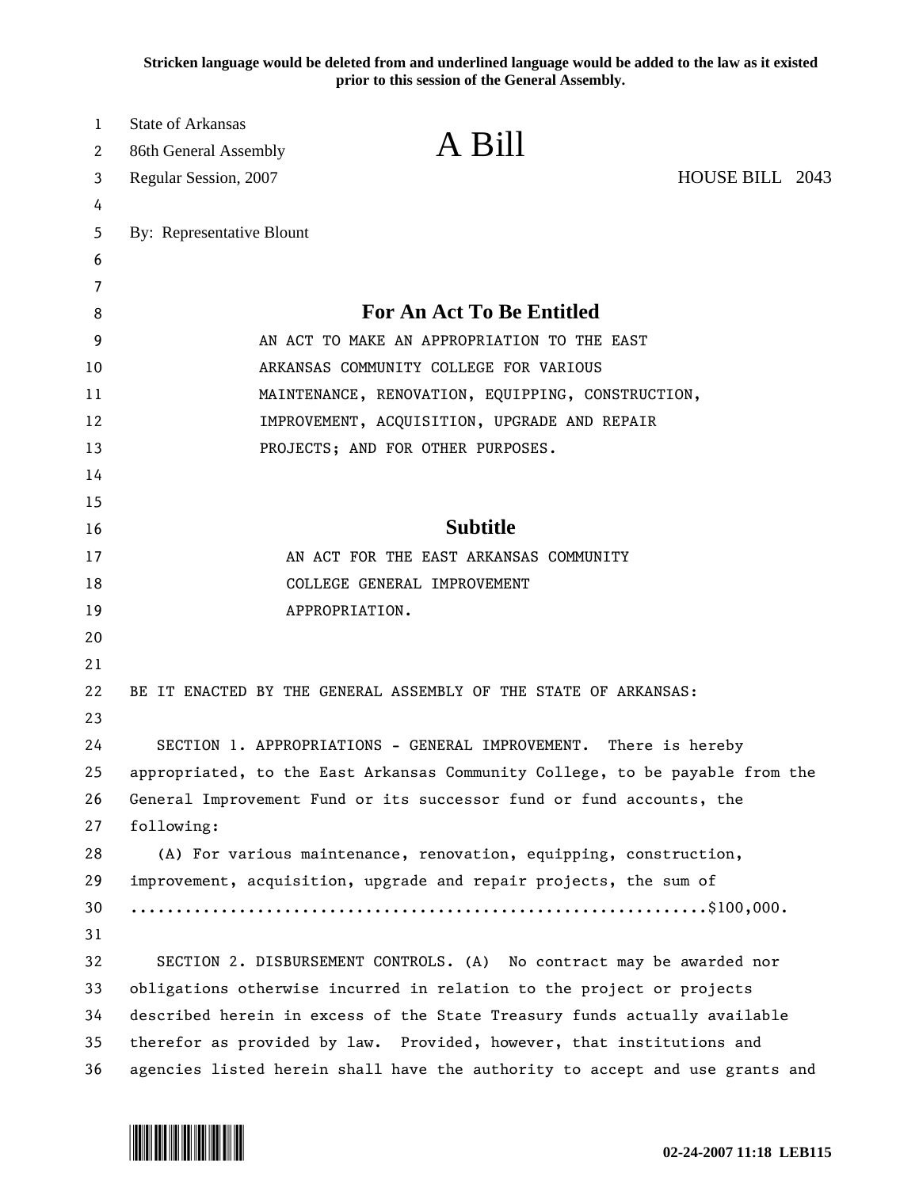**Stricken language would be deleted from and underlined language would be added to the law as it existed prior to this session of the General Assembly.**

State of Arkansas
86th General Assembly
Regular Session, 2007

# A Bill

HOUSE BILL 2043

By: Representative Blount

## For An Act To Be Entitled

AN ACT TO MAKE AN APPROPRIATION TO THE EAST ARKANSAS COMMUNITY COLLEGE FOR VARIOUS MAINTENANCE, RENOVATION, EQUIPPING, CONSTRUCTION, IMPROVEMENT, ACQUISITION, UPGRADE AND REPAIR PROJECTS; AND FOR OTHER PURPOSES.

## Subtitle

AN ACT FOR THE EAST ARKANSAS COMMUNITY COLLEGE GENERAL IMPROVEMENT APPROPRIATION.

BE IT ENACTED BY THE GENERAL ASSEMBLY OF THE STATE OF ARKANSAS:

SECTION 1. APPROPRIATIONS - GENERAL IMPROVEMENT. There is hereby appropriated, to the East Arkansas Community College, to be payable from the General Improvement Fund or its successor fund or fund accounts, the following:

(A) For various maintenance, renovation, equipping, construction, improvement, acquisition, upgrade and repair projects, the sum of ..............................................................$100,000.

SECTION 2. DISBURSEMENT CONTROLS. (A) No contract may be awarded nor obligations otherwise incurred in relation to the project or projects described herein in excess of the State Treasury funds actually available therefor as provided by law. Provided, however, that institutions and agencies listed herein shall have the authority to accept and use grants and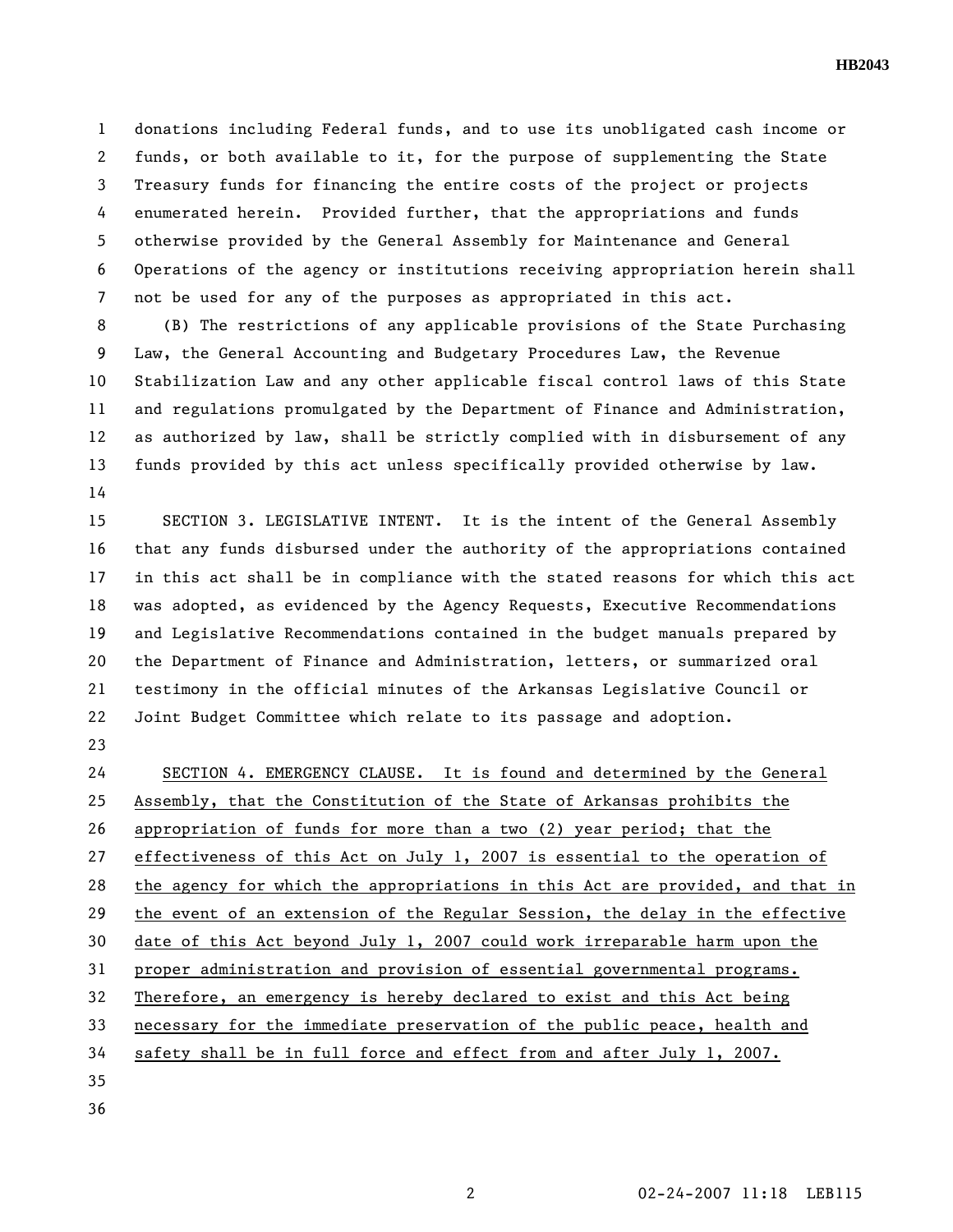donations including Federal funds, and to use its unobligated cash income or funds, or both available to it, for the purpose of supplementing the State Treasury funds for financing the entire costs of the project or projects enumerated herein. Provided further, that the appropriations and funds otherwise provided by the General Assembly for Maintenance and General Operations of the agency or institutions receiving appropriation herein shall not be used for any of the purposes as appropriated in this act.

(B) The restrictions of any applicable provisions of the State Purchasing Law, the General Accounting and Budgetary Procedures Law, the Revenue Stabilization Law and any other applicable fiscal control laws of this State and regulations promulgated by the Department of Finance and Administration, as authorized by law, shall be strictly complied with in disbursement of any funds provided by this act unless specifically provided otherwise by law.

SECTION 3. LEGISLATIVE INTENT. It is the intent of the General Assembly that any funds disbursed under the authority of the appropriations contained in this act shall be in compliance with the stated reasons for which this act was adopted, as evidenced by the Agency Requests, Executive Recommendations and Legislative Recommendations contained in the budget manuals prepared by the Department of Finance and Administration, letters, or summarized oral testimony in the official minutes of the Arkansas Legislative Council or Joint Budget Committee which relate to its passage and adoption.

SECTION 4. EMERGENCY CLAUSE. It is found and determined by the General Assembly, that the Constitution of the State of Arkansas prohibits the appropriation of funds for more than a two (2) year period; that the effectiveness of this Act on July 1, 2007 is essential to the operation of the agency for which the appropriations in this Act are provided, and that in the event of an extension of the Regular Session, the delay in the effective date of this Act beyond July 1, 2007 could work irreparable harm upon the proper administration and provision of essential governmental programs. Therefore, an emergency is hereby declared to exist and this Act being necessary for the immediate preservation of the public peace, health and safety shall be in full force and effect from and after July 1, 2007.